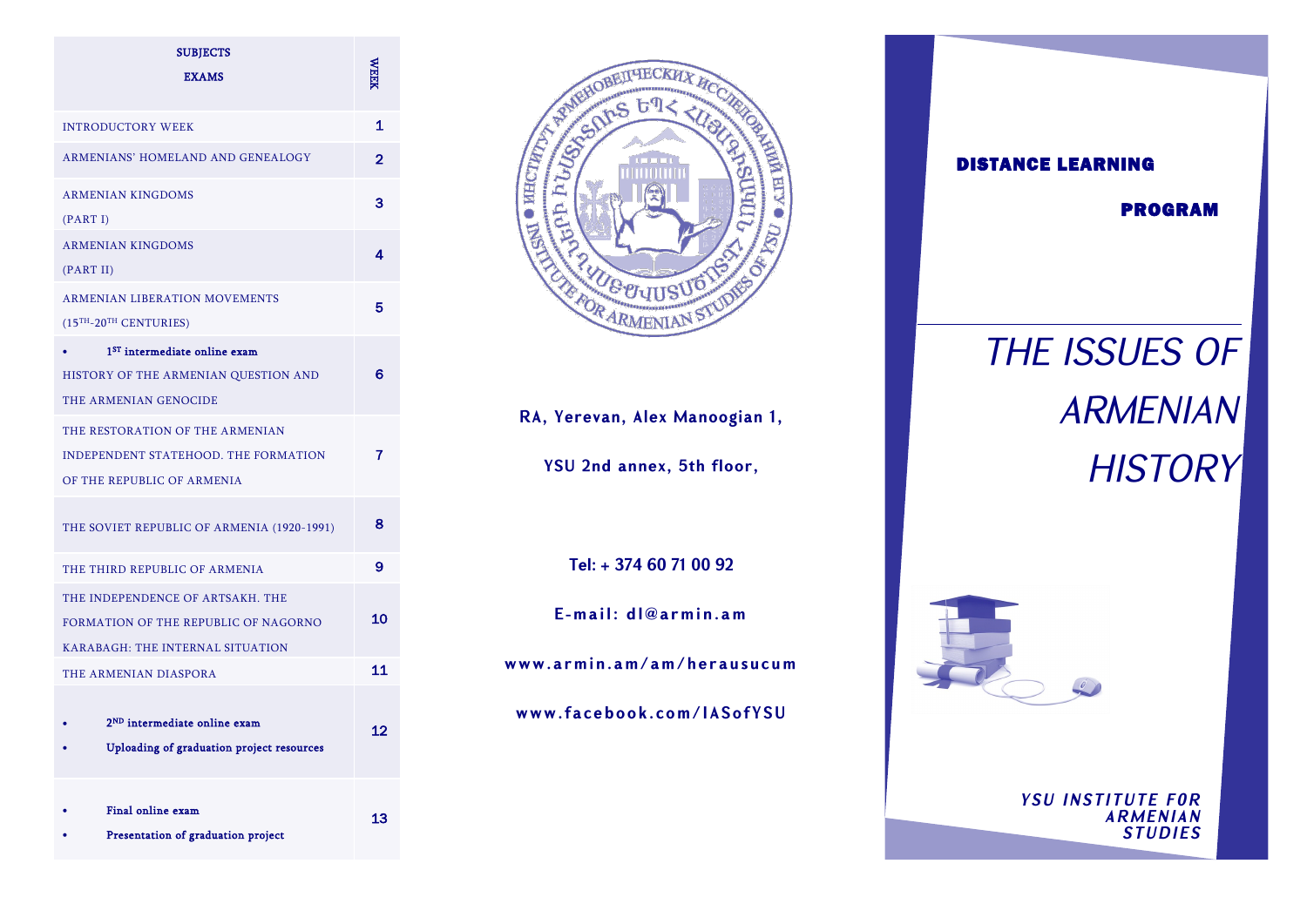| SUBJECTS<br>EXAMS | WEEK |
| --- | --- |
| INTRODUCTORY WEEK | 1 |
| ARMENIANS' HOMELAND AND GENEALOGY | 2 |
| ARMENIAN KINGDOMS (PART I) | 3 |
| ARMENIAN KINGDOMS (PART II) | 4 |
| ARMENIAN LIBERATION MOVEMENTS ($15^{TH}$-$20^{TH}$ CENTURIES) | 5 |
| • **$1^{ST}$ intermediate online exam**<br>HISTORY OF THE ARMENIAN QUESTION AND THE ARMENIAN GENOCIDE | 6 |
| THE RESTORATION OF THE ARMENIAN INDEPENDENT STATEHOOD. THE FORMATION OF THE REPUBLIC OF ARMENIA | 7 |
| THE SOVIET REPUBLIC OF ARMENIA (1920-1991) | 8 |
| THE THIRD REPUBLIC OF ARMENIA | 9 |
| THE INDEPENDENCE OF ARTSAKH. THE FORMATION OF THE REPUBLIC OF NAGORNO KARABAGH: THE INTERNAL SITUATION | 10 |
| THE ARMENIAN DIASPORA | 11 |
| • **$2^{ND}$ intermediate online exam**<br>• **Uploading of graduation project resources** | 12 |
| • **Final online exam**<br>• **Presentation of graduation project** | 13 |

ИНСТИТУТ АРМЕНОВЕДЧЕСКИХ ИССЛЕДОВАНИЙ ЕГУ • ԵՊՀ ՀԱՅԱԳԻՏԱԿԱՆ ՀԵՏԱԶՈՏՈՒԹՅՈՒՆՆԵՐԻ ԻՆՍՏԻՏՈՒՏ • INSTITUTE FOR ARMENIAN STUDIES OF YSU

RA, Yerevan, Alex Manoogian 1,

YSU 2nd annex, 5th floor,

Tel: + 374 60 71 00 92

E-mail: dl@armin.am

www.armin.am/am/herausucum

www.facebook.com/IASofYSU

**DISTANCE LEARNING PROGRAM**

# *THE ISSUES OF ARMENIAN HISTORY*

***YSU INSTITUTE FOR ARMENIAN STUDIES***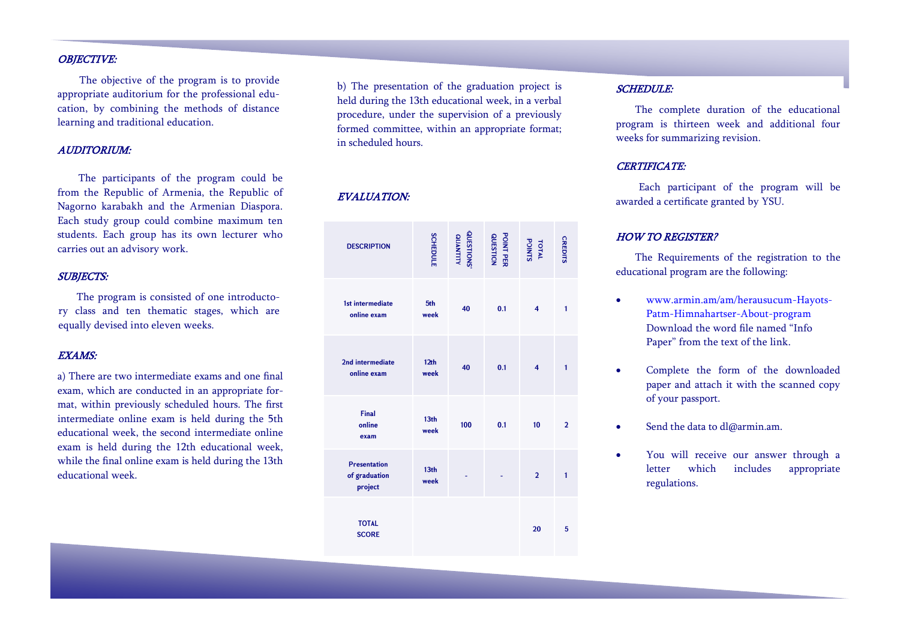## *OBJECTIVE:*

The objective of the program is to provide appropriate auditorium for the professional education, by combining the methods of distance learning and traditional education.

## *AUDITORIUM:*

The participants of the program could be from the Republic of Armenia, the Republic of Nagorno karabakh and the Armenian Diaspora. Each study group could combine maximum ten students. Each group has its own lecturer who carries out an advisory work.

## *SUBJECTS:*

The program is consisted of one introductory class and ten thematic stages, which are equally devised into eleven weeks.

## *EXAMS:*

a) There are two intermediate exams and one final exam, which are conducted in an appropriate format, within previously scheduled hours. The first intermediate online exam is held during the 5th educational week, the second intermediate online exam is held during the 12th educational week, while the final online exam is held during the 13th educational week.

b) The presentation of the graduation project is held during the 13th educational week, in a verbal procedure, under the supervision of a previously formed committee, within an appropriate format; in scheduled hours.

## *EVALUATION:*

| DESCRIPTION | SCHEDULE | QUESTIONS' QUANTITY | POINT PER QUESTION | TOTAL POINTS | CREDITS |
|---|---|---|---|---|---|
| 1st intermediate online exam | 5th week | 40 | 0.1 | 4 | 1 |
| 2nd intermediate online exam | 12th week | 40 | 0.1 | 4 | 1 |
| Final online exam | 13th week | 100 | 0.1 | 10 | 2 |
| Presentation of graduation project | 13th week | - | - | 2 | 1 |
| TOTAL SCORE | | | | 20 | 5 |

## *SCHEDULE:*

The complete duration of the educational program is thirteen week and additional four weeks for summarizing revision.

## *CERTIFICATE:*

Each participant of the program will be awarded a certificate granted by YSU.

## *HOW TO REGISTER?*

The Requirements of the registration to the educational program are the following:

- www.armin.am/am/herausucum-Hayots-Patm-Himnahartser-About-program Download the word file named "Info Paper" from the text of the link.
- Complete the form of the downloaded paper and attach it with the scanned copy of your passport.
- Send the data to dl@armin.am.
- You will receive our answer through a letter which includes appropriate regulations.